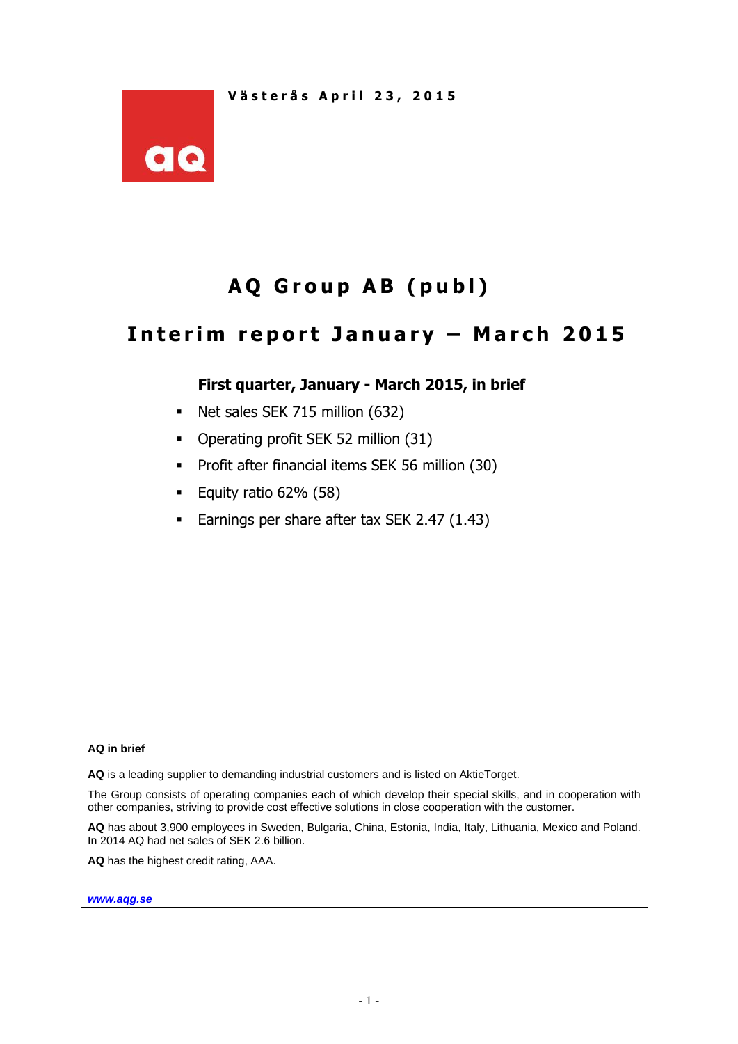Västerås April 23, 2015

# AQ Group AB (publ)

## Interim report January – March 2015

### First quarter, January - March 2015, in brief

- Net sales SEK 715 million (632)
- Operating profit SEK 52 million (31)
- Profit after financial items SEK 56 million (30)
- Equity ratio 62% (58)
- Earnings per share after tax SEK 2.47 (1.43)

**AQ in brief**

**AQ** is a leading supplier to demanding industrial customers and is listed on AktieTorget.

The Group consists of operating companies each of which develop their special skills, and in cooperation with other companies, striving to provide cost effective solutions in close cooperation with the customer.

**AQ** has about 3,900 employees in Sweden, Bulgaria, China, Estonia, India, Italy, Lithuania, Mexico and Poland. In 2014 AQ had net sales of SEK 2.6 billion.

**AQ** has the highest credit rating, AAA.

***www.aqg.se***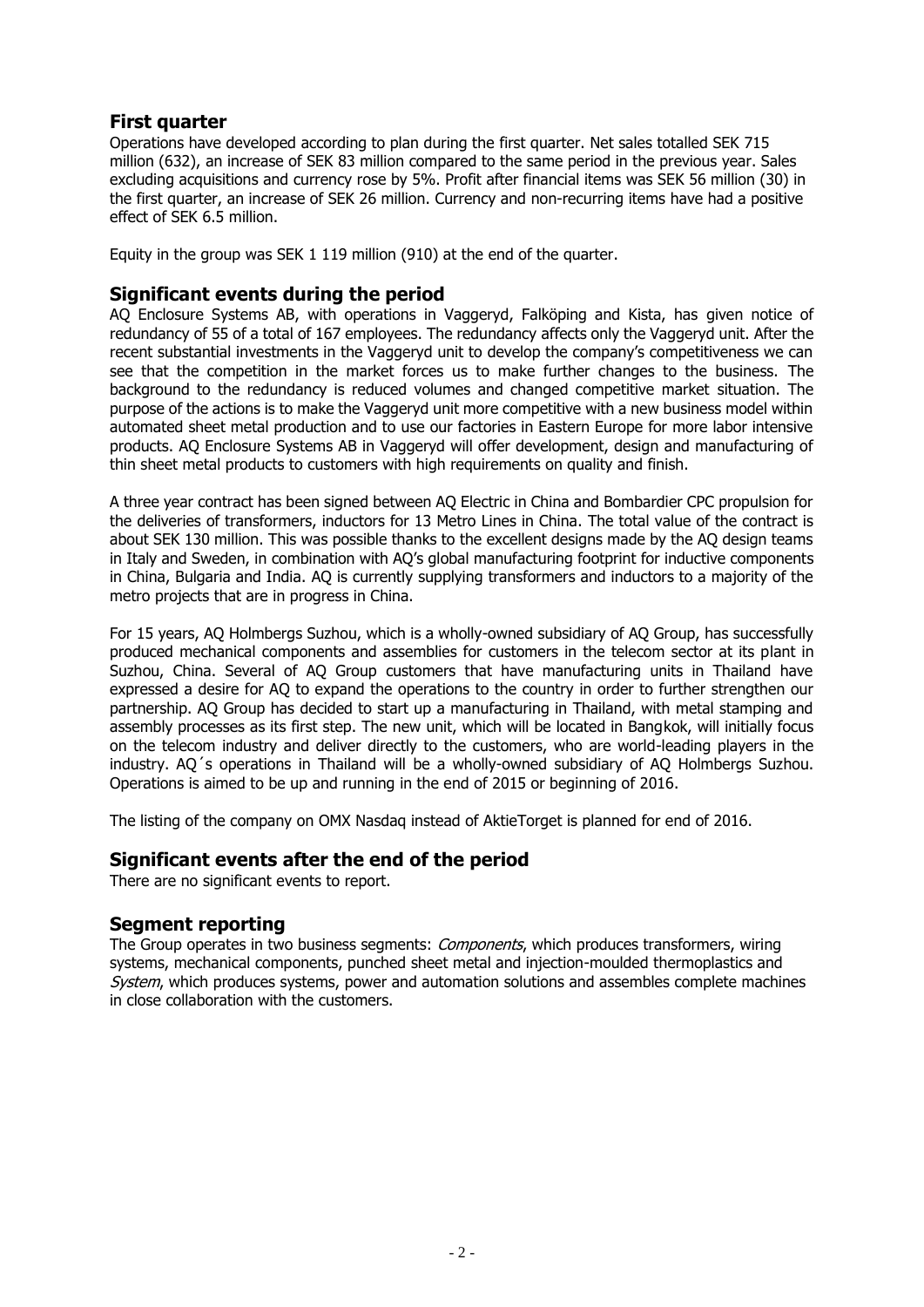## First quarter

Operations have developed according to plan during the first quarter. Net sales totalled SEK 715 million (632), an increase of SEK 83 million compared to the same period in the previous year. Sales excluding acquisitions and currency rose by 5%. Profit after financial items was SEK 56 million (30) in the first quarter, an increase of SEK 26 million. Currency and non-recurring items have had a positive effect of SEK 6.5 million.

Equity in the group was SEK 1 119 million (910) at the end of the quarter.

## Significant events during the period

AQ Enclosure Systems AB, with operations in Vaggeryd, Falköping and Kista, has given notice of redundancy of 55 of a total of 167 employees. The redundancy affects only the Vaggeryd unit. After the recent substantial investments in the Vaggeryd unit to develop the company's competitiveness we can see that the competition in the market forces us to make further changes to the business. The background to the redundancy is reduced volumes and changed competitive market situation. The purpose of the actions is to make the Vaggeryd unit more competitive with a new business model within automated sheet metal production and to use our factories in Eastern Europe for more labor intensive products. AQ Enclosure Systems AB in Vaggeryd will offer development, design and manufacturing of thin sheet metal products to customers with high requirements on quality and finish.

A three year contract has been signed between AQ Electric in China and Bombardier CPC propulsion for the deliveries of transformers, inductors for 13 Metro Lines in China. The total value of the contract is about SEK 130 million. This was possible thanks to the excellent designs made by the AQ design teams in Italy and Sweden, in combination with AQ's global manufacturing footprint for inductive components in China, Bulgaria and India. AQ is currently supplying transformers and inductors to a majority of the metro projects that are in progress in China.

For 15 years, AQ Holmbergs Suzhou, which is a wholly-owned subsidiary of AQ Group, has successfully produced mechanical components and assemblies for customers in the telecom sector at its plant in Suzhou, China. Several of AQ Group customers that have manufacturing units in Thailand have expressed a desire for AQ to expand the operations to the country in order to further strengthen our partnership. AQ Group has decided to start up a manufacturing in Thailand, with metal stamping and assembly processes as its first step. The new unit, which will be located in Bangkok, will initially focus on the telecom industry and deliver directly to the customers, who are world-leading players in the industry. AQ´s operations in Thailand will be a wholly-owned subsidiary of AQ Holmbergs Suzhou. Operations is aimed to be up and running in the end of 2015 or beginning of 2016.

The listing of the company on OMX Nasdaq instead of AktieTorget is planned for end of 2016.

## Significant events after the end of the period

There are no significant events to report.

## Segment reporting

The Group operates in two business segments: *Components*, which produces transformers, wiring systems, mechanical components, punched sheet metal and injection-moulded thermoplastics and *System*, which produces systems, power and automation solutions and assembles complete machines in close collaboration with the customers.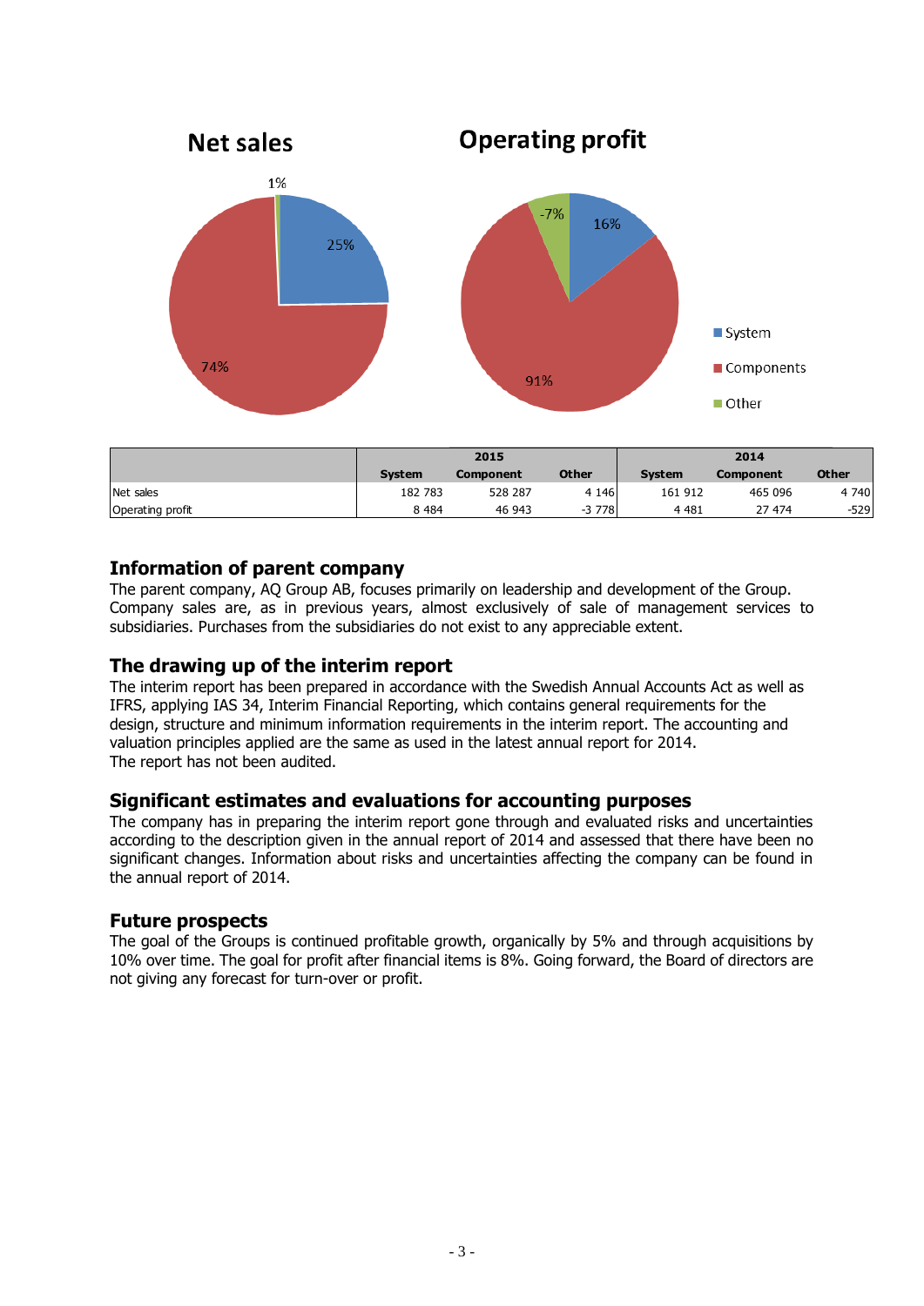Net sales

1%

25%

74%

Operating profit

-7%

16%

91%

System

Components

Other

| | 2015 | | | 2014 | | |
|---|---|---|---|---|---|---|
| | System | Component | Other | System | Component | Other |
| Net sales | 182 783 | 528 287 | 4 146 | 161 912 | 465 096 | 4 740 |
| Operating profit | 8 484 | 46 943 | -3 778 | 4 481 | 27 474 | -529 |

## Information of parent company

The parent company, AQ Group AB, focuses primarily on leadership and development of the Group. Company sales are, as in previous years, almost exclusively of sale of management services to subsidiaries. Purchases from the subsidiaries do not exist to any appreciable extent.

## The drawing up of the interim report

The interim report has been prepared in accordance with the Swedish Annual Accounts Act as well as IFRS, applying IAS 34, Interim Financial Reporting, which contains general requirements for the design, structure and minimum information requirements in the interim report. The accounting and valuation principles applied are the same as used in the latest annual report for 2014.
The report has not been audited.

## Significant estimates and evaluations for accounting purposes

The company has in preparing the interim report gone through and evaluated risks and uncertainties according to the description given in the annual report of 2014 and assessed that there have been no significant changes. Information about risks and uncertainties affecting the company can be found in the annual report of 2014.

## Future prospects

The goal of the Groups is continued profitable growth, organically by 5% and through acquisitions by 10% over time. The goal for profit after financial items is 8%. Going forward, the Board of directors are not giving any forecast for turn-over or profit.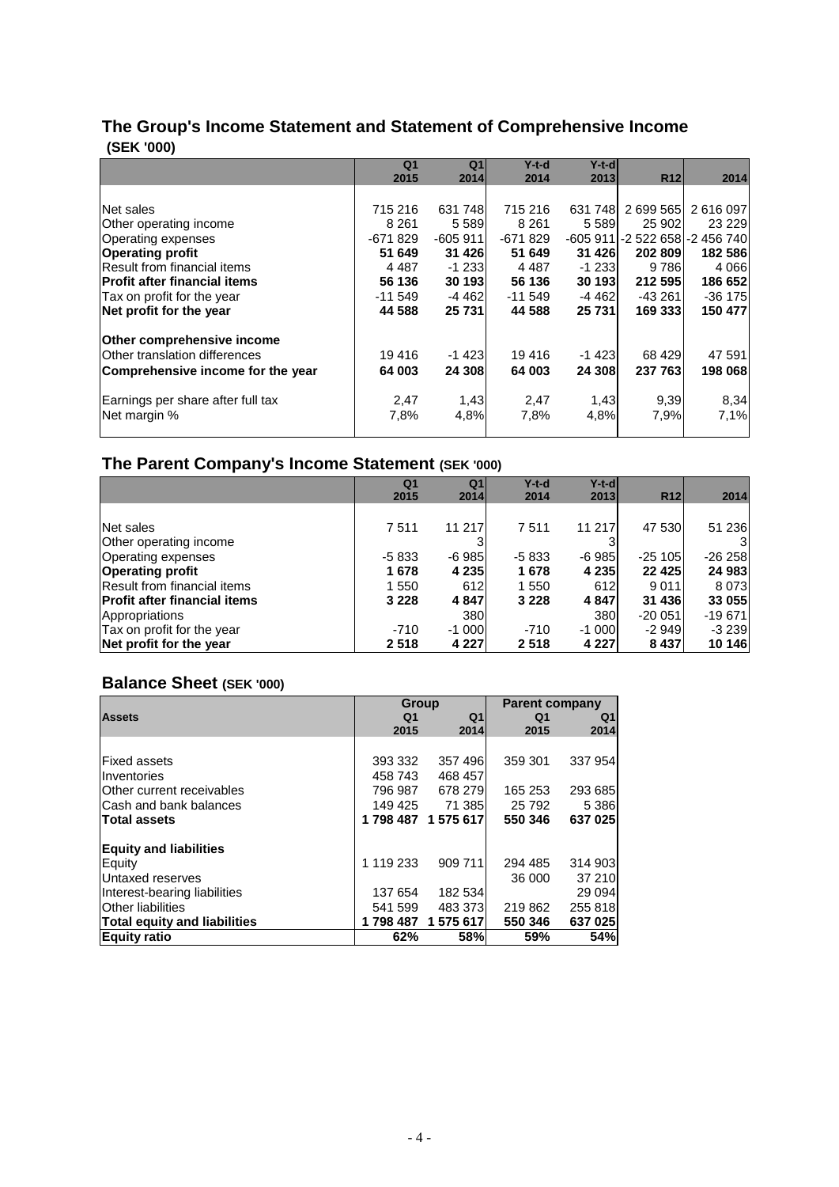## The Group's Income Statement and Statement of Comprehensive Income

**(SEK '000)**

| | Q1 2015 | Q1 2014 | Y-t-d 2014 | Y-t-d 2013 | R12 | 2014 |
|---|---|---|---|---|---|---|
| Net sales | 715 216 | 631 748 | 715 216 | 631 748 | 2 699 565 | 2 616 097 |
| Other operating income | 8 261 | 5 589 | 8 261 | 5 589 | 25 902 | 23 229 |
| Operating expenses | -671 829 | -605 911 | -671 829 | -605 911 | -2 522 658 | -2 456 740 |
| **Operating profit** | **51 649** | **31 426** | **51 649** | **31 426** | **202 809** | **182 586** |
| Result from financial items | 4 487 | -1 233 | 4 487 | -1 233 | 9 786 | 4 066 |
| **Profit after financial items** | **56 136** | **30 193** | **56 136** | **30 193** | **212 595** | **186 652** |
| Tax on profit for the year | -11 549 | -4 462 | -11 549 | -4 462 | -43 261 | -36 175 |
| **Net profit for the year** | **44 588** | **25 731** | **44 588** | **25 731** | **169 333** | **150 477** |
| **Other comprehensive income** | | | | | | |
| Other translation differences | 19 416 | -1 423 | 19 416 | -1 423 | 68 429 | 47 591 |
| **Comprehensive income for the year** | **64 003** | **24 308** | **64 003** | **24 308** | **237 763** | **198 068** |
| Earnings per share after full tax | 2,47 | 1,43 | 2,47 | 1,43 | 9,39 | 8,34 |
| Net margin % | 7,8% | 4,8% | 7,8% | 4,8% | 7,9% | 7,1% |

## The Parent Company's Income Statement (SEK '000)

| | Q1 2015 | Q1 2014 | Y-t-d 2014 | Y-t-d 2013 | R12 | 2014 |
|---|---|---|---|---|---|---|
| Net sales | 7 511 | 11 217 | 7 511 | 11 217 | 47 530 | 51 236 |
| Other operating income | | 3 | | 3 | | 3 |
| Operating expenses | -5 833 | -6 985 | -5 833 | -6 985 | -25 105 | -26 258 |
| **Operating profit** | **1 678** | **4 235** | **1 678** | **4 235** | **22 425** | **24 983** |
| Result from financial items | 1 550 | 612 | 1 550 | 612 | 9 011 | 8 073 |
| **Profit after financial items** | **3 228** | **4 847** | **3 228** | **4 847** | **31 436** | **33 055** |
| Appropriations | | 380 | | 380 | -20 051 | -19 671 |
| Tax on profit for the year | -710 | -1 000 | -710 | -1 000 | -2 949 | -3 239 |
| **Net profit for the year** | **2 518** | **4 227** | **2 518** | **4 227** | **8 437** | **10 146** |

## Balance Sheet (SEK '000)

| | Group | | Parent company | |
|---|---|---|---|---|
| **Assets** | Q1 2015 | Q1 2014 | Q1 2015 | Q1 2014 |
| Fixed assets | 393 332 | 357 496 | 359 301 | 337 954 |
| Inventories | 458 743 | 468 457 | | |
| Other current receivables | 796 987 | 678 279 | 165 253 | 293 685 |
| Cash and bank balances | 149 425 | 71 385 | 25 792 | 5 386 |
| **Total assets** | **1 798 487** | **1 575 617** | **550 346** | **637 025** |
| **Equity and liabilities** | | | | |
| Equity | 1 119 233 | 909 711 | 294 485 | 314 903 |
| Untaxed reserves | | | 36 000 | 37 210 |
| Interest-bearing liabilities | 137 654 | 182 534 | | 29 094 |
| Other liabilities | 541 599 | 483 373 | 219 862 | 255 818 |
| **Total equity and liabilities** | **1 798 487** | **1 575 617** | **550 346** | **637 025** |
| **Equity ratio** | **62%** | **58%** | **59%** | **54%** |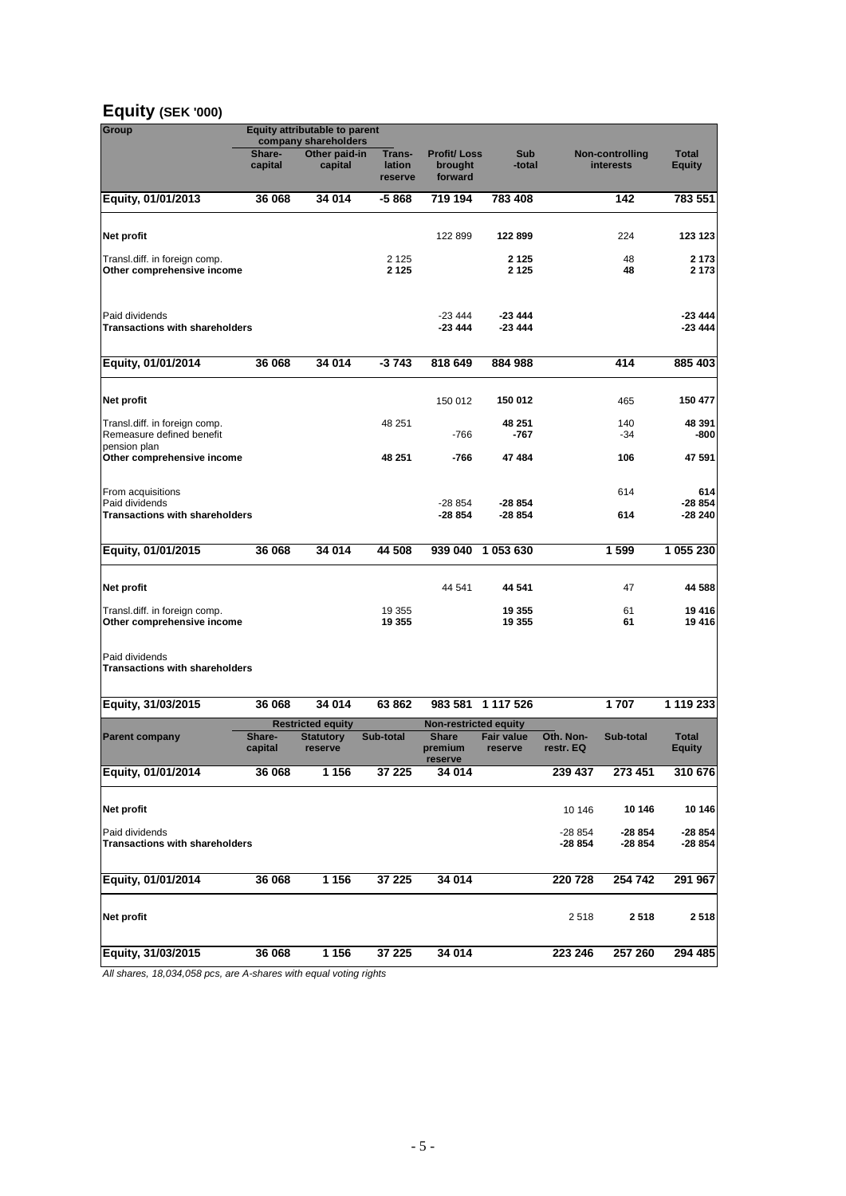# Equity (SEK '000)

| Group | Equity attributable to parent company shareholders | | | | | | | |
|---|---|---|---|---|---|---|---|---|
| | Share-capital | Other paid-in capital | Trans-lation reserve | Profit/ Loss brought forward | Sub -total | | Non-controlling interests | Total Equity |
| **Equity, 01/01/2013** | **36 068** | **34 014** | **-5 868** | **719 194** | **783 408** | | **142** | **783 551** |
| **Net profit** | | | | 122 899 | **122 899** | | 224 | **123 123** |
| Transl.diff. in foreign comp. | | | 2 125 | | **2 125** | | 48 | **2 173** |
| **Other comprehensive income** | | | **2 125** | | **2 125** | | **48** | **2 173** |
| Paid dividends | | | | -23 444 | **-23 444** | | | **-23 444** |
| **Transactions with shareholders** | | | | **-23 444** | **-23 444** | | | **-23 444** |
| **Equity, 01/01/2014** | **36 068** | **34 014** | **-3 743** | **818 649** | **884 988** | | **414** | **885 403** |
| **Net profit** | | | | 150 012 | **150 012** | | 465 | **150 477** |
| Transl.diff. in foreign comp. | | | 48 251 | | **48 251** | | 140 | **48 391** |
| Remeasure defined benefit pension plan | | | | -766 | **-767** | | -34 | **-800** |
| **Other comprehensive income** | | | **48 251** | **-766** | **47 484** | | **106** | **47 591** |
| From acquisitions | | | | | | | 614 | **614** |
| Paid dividends | | | | -28 854 | **-28 854** | | | **-28 854** |
| **Transactions with shareholders** | | | | **-28 854** | **-28 854** | | **614** | **-28 240** |
| **Equity, 01/01/2015** | **36 068** | **34 014** | **44 508** | **939 040** | **1 053 630** | | **1 599** | **1 055 230** |
| **Net profit** | | | | 44 541 | **44 541** | | 47 | **44 588** |
| Transl.diff. in foreign comp. | | | 19 355 | | **19 355** | | 61 | **19 416** |
| **Other comprehensive income** | | | **19 355** | | **19 355** | | **61** | **19 416** |
| Paid dividends | | | | | | | | |
| **Transactions with shareholders** | | | | | | | | |
| **Equity, 31/03/2015** | **36 068** | **34 014** | **63 862** | **983 581** | **1 117 526** | | **1 707** | **1 119 233** |

| Parent company | Restricted equity | | | Non-restricted equity | | | | |
|---|---|---|---|---|---|---|---|---|
| | Share-capital | Statutory reserve | Sub-total | Share premium reserve | Fair value reserve | Oth. Non-restr. EQ | Sub-total | Total Equity |
| **Equity, 01/01/2014** | **36 068** | **1 156** | **37 225** | **34 014** | | **239 437** | **273 451** | **310 676** |
| **Net profit** | | | | | | 10 146 | **10 146** | **10 146** |
| Paid dividends | | | | | | -28 854 | **-28 854** | **-28 854** |
| **Transactions with shareholders** | | | | | | **-28 854** | **-28 854** | **-28 854** |
| **Equity, 01/01/2014** | **36 068** | **1 156** | **37 225** | **34 014** | | **220 728** | **254 742** | **291 967** |
| **Net profit** | | | | | | 2 518 | **2 518** | **2 518** |
| **Equity, 31/03/2015** | **36 068** | **1 156** | **37 225** | **34 014** | | **223 246** | **257 260** | **294 485** |

*All shares, 18,034,058 pcs, are A-shares with equal voting rights*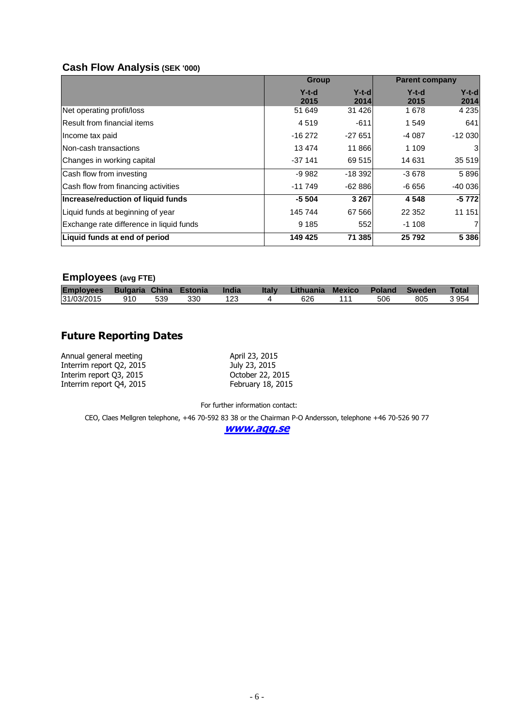## Cash Flow Analysis (SEK '000)

| | Group | | Parent company | |
|---|---|---|---|---|
| | Y-t-d 2015 | Y-t-d 2014 | Y-t-d 2015 | Y-t-d 2014 |
| Net operating profit/loss | 51 649 | 31 426 | 1 678 | 4 235 |
| Result from financial items | 4 519 | -611 | 1 549 | 641 |
| Income tax paid | -16 272 | -27 651 | -4 087 | -12 030 |
| Non-cash transactions | 13 474 | 11 866 | 1 109 | 3 |
| Changes in working capital | -37 141 | 69 515 | 14 631 | 35 519 |
| Cash flow from investing | -9 982 | -18 392 | -3 678 | 5 896 |
| Cash flow from financing activities | -11 749 | -62 886 | -6 656 | -40 036 |
| **Increase/reduction of liquid funds** | **-5 504** | **3 267** | **4 548** | **-5 772** |
| Liquid funds at beginning of year | 145 744 | 67 566 | 22 352 | 11 151 |
| Exchange rate difference in liquid funds | 9 185 | 552 | -1 108 | 7 |
| **Liquid funds at end of period** | **149 425** | **71 385** | **25 792** | **5 386** |

## Employees (avg FTE)

| Employees | Bulgaria | China | Estonia | India | Italy | Lithuania | Mexico | Poland | Sweden | Total |
|---|---|---|---|---|---|---|---|---|---|---|
| 31/03/2015 | 910 | 539 | 330 | 123 | 4 | 626 | 111 | 506 | 805 | 3 954 |

## Future Reporting Dates

| | |
|---|---|
| Annual general meeting | April 23, 2015 |
| Interrim report Q2, 2015 | July 23, 2015 |
| Interim report Q3, 2015 | October 22, 2015 |
| Interrim report Q4, 2015 | February 18, 2015 |

For further information contact:

CEO, Claes Mellgren telephone, +46 70-592 83 38 or the Chairman P-O Andersson, telephone +46 70-526 90 77

***www.aqg.se***